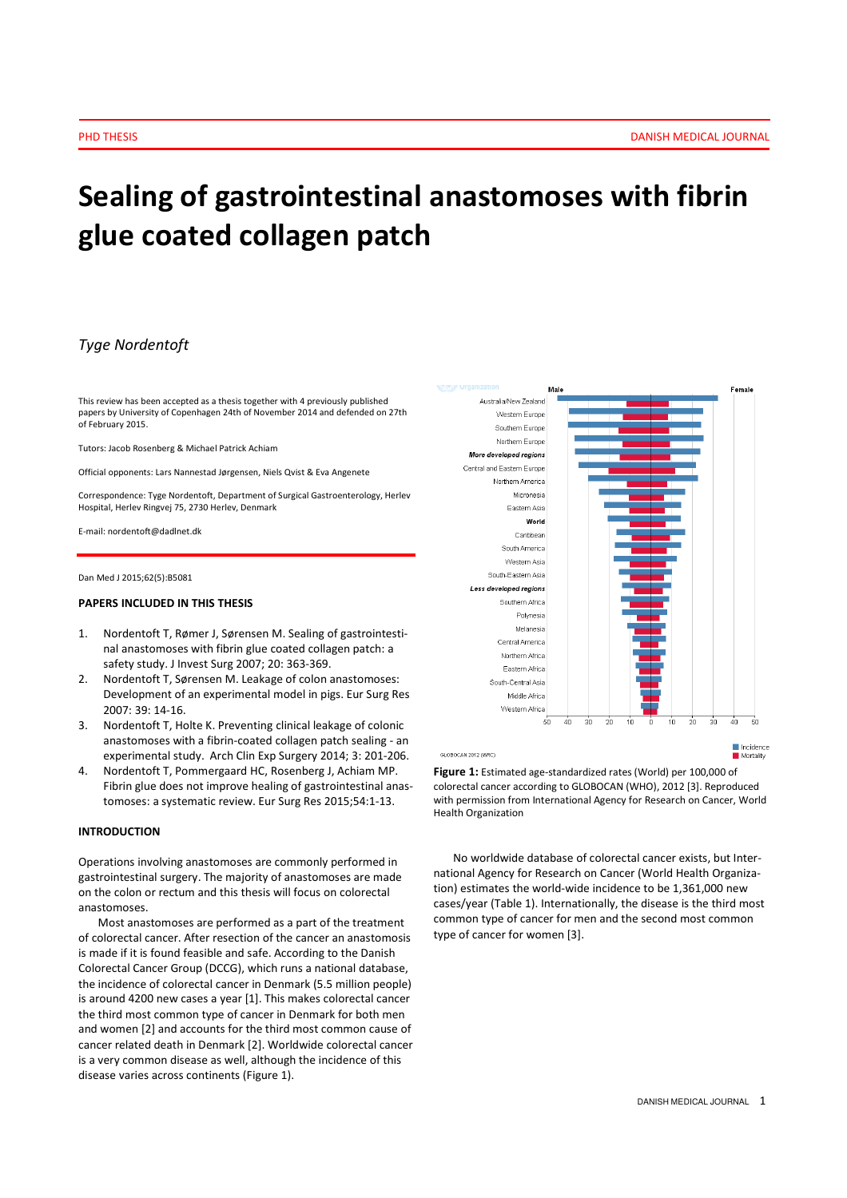# Sealing of gastrointestinal anastomoses with fibrin glue coated collagen patch

*Tyge Nordentoft*

This review has been accepted as a thesis together with 4 previously published papers by University of Copenhagen 24th of November 2014 and defended on 27th of February 2015.

Tutors: Jacob Rosenberg & Michael Patrick Achiam

Official opponents: Lars Nannestad Jørgensen, Niels Qvist & Eva Angenete

Correspondence: Tyge Nordentoft, Department of Surgical Gastroenterology, Herlev Hospital, Herlev Ringvej 75, 2730 Herlev, Denmark

E-mail: nordentoft@dadlnet.dk

Dan Med J 2015;62(5):B5081

## PAPERS INCLUDED IN THIS THESIS

1. Nordentoft T, Rømer J, Sørensen M. Sealing of gastrointestinal anastomoses with fibrin glue coated collagen patch: a safety study. J Invest Surg 2007; 20: 363-369.
2. Nordentoft T, Sørensen M. Leakage of colon anastomoses: Development of an experimental model in pigs. Eur Surg Res 2007: 39: 14-16.
3. Nordentoft T, Holte K. Preventing clinical leakage of colonic anastomoses with a fibrin-coated collagen patch sealing - an experimental study. Arch Clin Exp Surgery 2014; 3: 201-206.
4. Nordentoft T, Pommergaard HC, Rosenberg J, Achiam MP. Fibrin glue does not improve healing of gastrointestinal anastomoses: a systematic review. Eur Surg Res 2015;54:1-13.

## INTRODUCTION

Operations involving anastomoses are commonly performed in gastrointestinal surgery. The majority of anastomoses are made on the colon or rectum and this thesis will focus on colorectal anastomoses.

Most anastomoses are performed as a part of the treatment of colorectal cancer. After resection of the cancer an anastomosis is made if it is found feasible and safe. According to the Danish Colorectal Cancer Group (DCCG), which runs a national database, the incidence of colorectal cancer in Denmark (5.5 million people) is around 4200 new cases a year [1]. This makes colorectal cancer the third most common type of cancer in Denmark for both men and women [2] and accounts for the third most common cause of cancer related death in Denmark [2]. Worldwide colorectal cancer is a very common disease as well, although the incidence of this disease varies across continents (Figure 1).

**Figure 1:** Estimated age-standardized rates (World) per 100,000 of colorectal cancer according to GLOBOCAN (WHO), 2012 [3]. Reproduced with permission from International Agency for Research on Cancer, World Health Organization

No worldwide database of colorectal cancer exists, but International Agency for Research on Cancer (World Health Organization) estimates the world-wide incidence to be 1,361,000 new cases/year (Table 1). Internationally, the disease is the third most common type of cancer for men and the second most common type of cancer for women [3].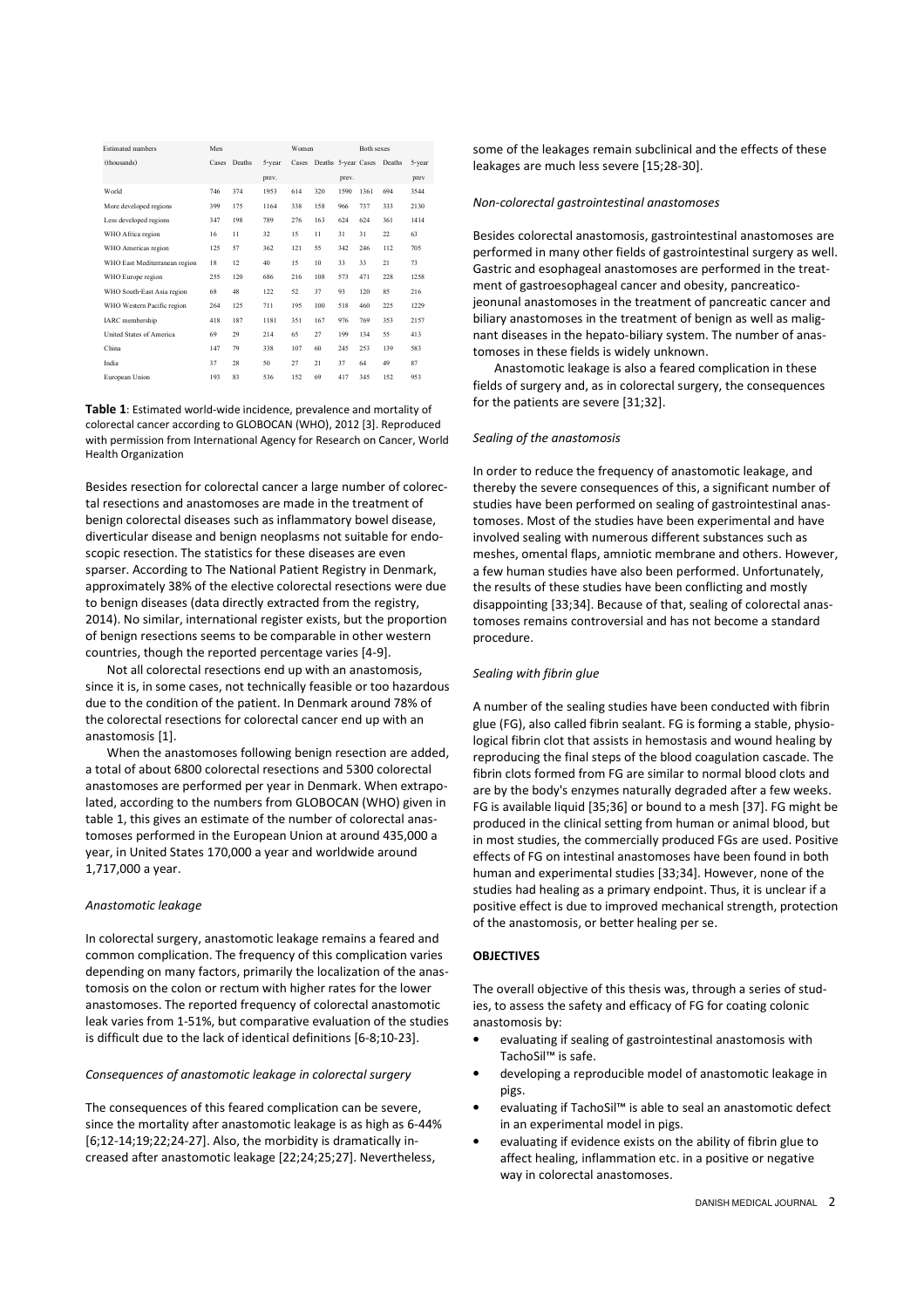| Estimated numbers (thousands) | Men | | | Women | | | Both sexes | | |
|---|---|---|---|---|---|---|---|---|---|
| | Cases | Deaths | 5-year prev. | Cases | Deaths | 5-year prev. | Cases | Deaths | 5-year prev |
| World | 746 | 374 | 1953 | 614 | 320 | 1590 | 1361 | 694 | 3544 |
| More developed regions | 399 | 175 | 1164 | 338 | 158 | 966 | 737 | 333 | 2130 |
| Less developed regions | 347 | 198 | 789 | 276 | 163 | 624 | 624 | 361 | 1414 |
| WHO Africa region | 16 | 11 | 32 | 15 | 11 | 31 | 31 | 22 | 63 |
| WHO Americas region | 125 | 57 | 362 | 121 | 55 | 342 | 246 | 112 | 705 |
| WHO East Mediterranean region | 18 | 12 | 40 | 15 | 10 | 33 | 33 | 21 | 73 |
| WHO Europe region | 255 | 120 | 686 | 216 | 108 | 573 | 471 | 228 | 1258 |
| WHO South-East Asia region | 68 | 48 | 122 | 52 | 37 | 93 | 120 | 85 | 216 |
| WHO Western Pacific region | 264 | 125 | 711 | 195 | 100 | 518 | 460 | 225 | 1229 |
| IARC membership | 418 | 187 | 1181 | 351 | 167 | 976 | 769 | 353 | 2157 |
| United States of America | 69 | 29 | 214 | 65 | 27 | 199 | 134 | 55 | 413 |
| China | 147 | 79 | 338 | 107 | 60 | 245 | 253 | 139 | 583 |
| India | 37 | 28 | 50 | 27 | 21 | 37 | 64 | 49 | 87 |
| European Union | 193 | 83 | 536 | 152 | 69 | 417 | 345 | 152 | 953 |

**Table 1**: Estimated world-wide incidence, prevalence and mortality of colorectal cancer according to GLOBOCAN (WHO), 2012 [3]. Reproduced with permission from International Agency for Research on Cancer, World Health Organization

Besides resection for colorectal cancer a large number of colorectal resections and anastomoses are made in the treatment of benign colorectal diseases such as inflammatory bowel disease, diverticular disease and benign neoplasms not suitable for endoscopic resection. The statistics for these diseases are even sparser. According to The National Patient Registry in Denmark, approximately 38% of the elective colorectal resections were due to benign diseases (data directly extracted from the registry, 2014). No similar, international register exists, but the proportion of benign resections seems to be comparable in other western countries, though the reported percentage varies [4-9].

Not all colorectal resections end up with an anastomosis, since it is, in some cases, not technically feasible or too hazardous due to the condition of the patient. In Denmark around 78% of the colorectal resections for colorectal cancer end up with an anastomosis [1].

When the anastomoses following benign resection are added, a total of about 6800 colorectal resections and 5300 colorectal anastomoses are performed per year in Denmark. When extrapolated, according to the numbers from GLOBOCAN (WHO) given in table 1, this gives an estimate of the number of colorectal anastomoses performed in the European Union at around 435,000 a year, in United States 170,000 a year and worldwide around 1,717,000 a year.

*Anastomotic leakage*

In colorectal surgery, anastomotic leakage remains a feared and common complication. The frequency of this complication varies depending on many factors, primarily the localization of the anastomosis on the colon or rectum with higher rates for the lower anastomoses. The reported frequency of colorectal anastomotic leak varies from 1-51%, but comparative evaluation of the studies is difficult due to the lack of identical definitions [6-8;10-23].

*Consequences of anastomotic leakage in colorectal surgery*

The consequences of this feared complication can be severe, since the mortality after anastomotic leakage is as high as 6-44% [6;12-14;19;22;24-27]. Also, the morbidity is dramatically increased after anastomotic leakage [22;24;25;27]. Nevertheless, some of the leakages remain subclinical and the effects of these leakages are much less severe [15;28-30].

*Non-colorectal gastrointestinal anastomoses*

Besides colorectal anastomosis, gastrointestinal anastomoses are performed in many other fields of gastrointestinal surgery as well. Gastric and esophageal anastomoses are performed in the treatment of gastroesophageal cancer and obesity, pancreaticojeonunal anastomoses in the treatment of pancreatic cancer and biliary anastomoses in the treatment of benign as well as malignant diseases in the hepato-biliary system. The number of anastomoses in these fields is widely unknown.

Anastomotic leakage is also a feared complication in these fields of surgery and, as in colorectal surgery, the consequences for the patients are severe [31;32].

*Sealing of the anastomosis*

In order to reduce the frequency of anastomotic leakage, and thereby the severe consequences of this, a significant number of studies have been performed on sealing of gastrointestinal anastomoses. Most of the studies have been experimental and have involved sealing with numerous different substances such as meshes, omental flaps, amniotic membrane and others. However, a few human studies have also been performed. Unfortunately, the results of these studies have been conflicting and mostly disappointing [33;34]. Because of that, sealing of colorectal anastomoses remains controversial and has not become a standard procedure.

*Sealing with fibrin glue*

A number of the sealing studies have been conducted with fibrin glue (FG), also called fibrin sealant. FG is forming a stable, physiological fibrin clot that assists in hemostasis and wound healing by reproducing the final steps of the blood coagulation cascade. The fibrin clots formed from FG are similar to normal blood clots and are by the body's enzymes naturally degraded after a few weeks. FG is available liquid [35;36] or bound to a mesh [37]. FG might be produced in the clinical setting from human or animal blood, but in most studies, the commercially produced FGs are used. Positive effects of FG on intestinal anastomoses have been found in both human and experimental studies [33;34]. However, none of the studies had healing as a primary endpoint. Thus, it is unclear if a positive effect is due to improved mechanical strength, protection of the anastomosis, or better healing per se.

**OBJECTIVES**

The overall objective of this thesis was, through a series of studies, to assess the safety and efficacy of FG for coating colonic anastomosis by:

- evaluating if sealing of gastrointestinal anastomosis with TachoSil™ is safe.
- developing a reproducible model of anastomotic leakage in pigs.
- evaluating if TachoSil™ is able to seal an anastomotic defect in an experimental model in pigs.
- evaluating if evidence exists on the ability of fibrin glue to affect healing, inflammation etc. in a positive or negative way in colorectal anastomoses.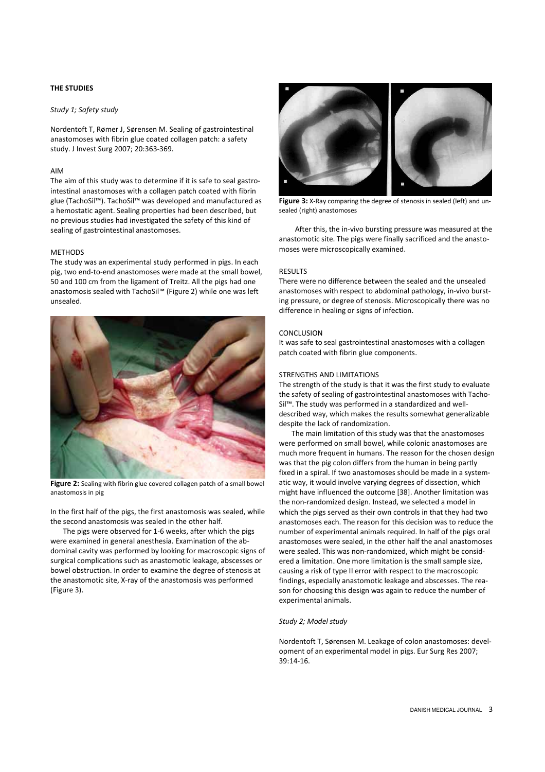## THE STUDIES

*Study 1; Safety study*

Nordentoft T, Rømer J, Sørensen M. Sealing of gastrointestinal anastomoses with fibrin glue coated collagen patch: a safety study. J Invest Surg 2007; 20:363-369.

### AIM

The aim of this study was to determine if it is safe to seal gastrointestinal anastomoses with a collagen patch coated with fibrin glue (TachoSil™). TachoSil™ was developed and manufactured as a hemostatic agent. Sealing properties had been described, but no previous studies had investigated the safety of this kind of sealing of gastrointestinal anastomoses.

### METHODS

The study was an experimental study performed in pigs. In each pig, two end-to-end anastomoses were made at the small bowel, 50 and 100 cm from the ligament of Treitz. All the pigs had one anastomosis sealed with TachoSil™ (Figure 2) while one was left unsealed.

**Figure 2:** Sealing with fibrin glue covered collagen patch of a small bowel anastomosis in pig

In the first half of the pigs, the first anastomosis was sealed, while the second anastomosis was sealed in the other half.

The pigs were observed for 1-6 weeks, after which the pigs were examined in general anesthesia. Examination of the abdominal cavity was performed by looking for macroscopic signs of surgical complications such as anastomotic leakage, abscesses or bowel obstruction. In order to examine the degree of stenosis at the anastomotic site, X-ray of the anastomosis was performed (Figure 3).

**Figure 3:** X-Ray comparing the degree of stenosis in sealed (left) and unsealed (right) anastomoses

After this, the in-vivo bursting pressure was measured at the anastomotic site. The pigs were finally sacrificed and the anastomoses were microscopically examined.

### RESULTS

There were no difference between the sealed and the unsealed anastomoses with respect to abdominal pathology, in-vivo bursting pressure, or degree of stenosis. Microscopically there was no difference in healing or signs of infection.

### CONCLUSION

It was safe to seal gastrointestinal anastomoses with a collagen patch coated with fibrin glue components.

### STRENGTHS AND LIMITATIONS

The strength of the study is that it was the first study to evaluate the safety of sealing of gastrointestinal anastomoses with TachoSil™. The study was performed in a standardized and well-described way, which makes the results somewhat generalizable despite the lack of randomization.

The main limitation of this study was that the anastomoses were performed on small bowel, while colonic anastomoses are much more frequent in humans. The reason for the chosen design was that the pig colon differs from the human in being partly fixed in a spiral. If two anastomoses should be made in a systematic way, it would involve varying degrees of dissection, which might have influenced the outcome [38]. Another limitation was the non-randomized design. Instead, we selected a model in which the pigs served as their own controls in that they had two anastomoses each. The reason for this decision was to reduce the number of experimental animals required. In half of the pigs oral anastomoses were sealed, in the other half the anal anastomoses were sealed. This was non-randomized, which might be considered a limitation. One more limitation is the small sample size, causing a risk of type II error with respect to the macroscopic findings, especially anastomotic leakage and abscesses. The reason for choosing this design was again to reduce the number of experimental animals.

*Study 2; Model study*

Nordentoft T, Sørensen M. Leakage of colon anastomoses: development of an experimental model in pigs. Eur Surg Res 2007; 39:14-16.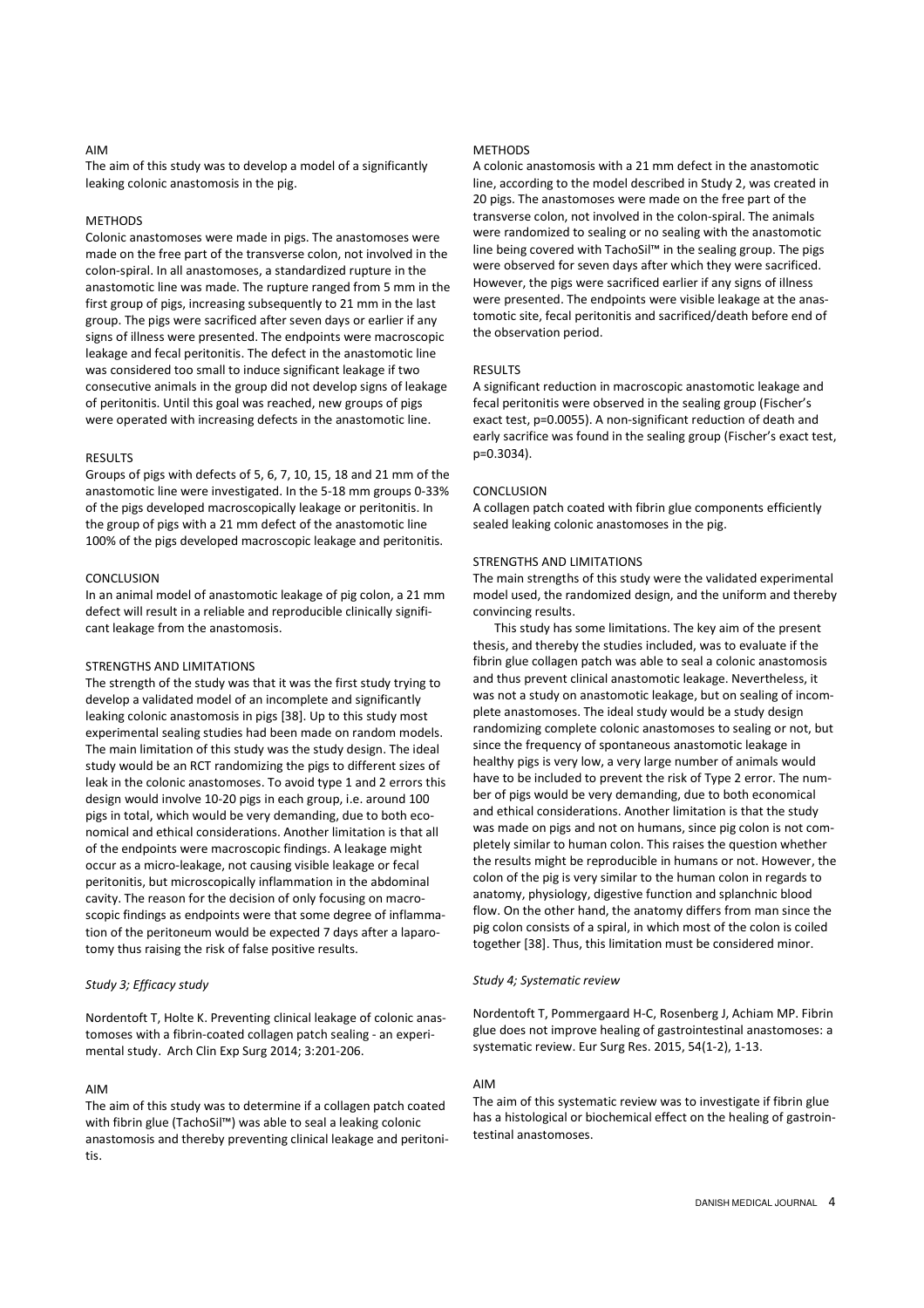### AIM

The aim of this study was to develop a model of a significantly leaking colonic anastomosis in the pig.

### METHODS

Colonic anastomoses were made in pigs. The anastomoses were made on the free part of the transverse colon, not involved in the colon-spiral. In all anastomoses, a standardized rupture in the anastomotic line was made. The rupture ranged from 5 mm in the first group of pigs, increasing subsequently to 21 mm in the last group. The pigs were sacrificed after seven days or earlier if any signs of illness were presented. The endpoints were macroscopic leakage and fecal peritonitis. The defect in the anastomotic line was considered too small to induce significant leakage if two consecutive animals in the group did not develop signs of leakage of peritonitis. Until this goal was reached, new groups of pigs were operated with increasing defects in the anastomotic line.

### RESULTS

Groups of pigs with defects of 5, 6, 7, 10, 15, 18 and 21 mm of the anastomotic line were investigated. In the 5-18 mm groups 0-33% of the pigs developed macroscopically leakage or peritonitis. In the group of pigs with a 21 mm defect of the anastomotic line 100% of the pigs developed macroscopic leakage and peritonitis.

### CONCLUSION

In an animal model of anastomotic leakage of pig colon, a 21 mm defect will result in a reliable and reproducible clinically significant leakage from the anastomosis.

### STRENGTHS AND LIMITATIONS

The strength of the study was that it was the first study trying to develop a validated model of an incomplete and significantly leaking colonic anastomosis in pigs [38]. Up to this study most experimental sealing studies had been made on random models. The main limitation of this study was the study design. The ideal study would be an RCT randomizing the pigs to different sizes of leak in the colonic anastomoses. To avoid type 1 and 2 errors this design would involve 10-20 pigs in each group, i.e. around 100 pigs in total, which would be very demanding, due to both economical and ethical considerations. Another limitation is that all of the endpoints were macroscopic findings. A leakage might occur as a micro-leakage, not causing visible leakage or fecal peritonitis, but microscopically inflammation in the abdominal cavity. The reason for the decision of only focusing on macroscopic findings as endpoints were that some degree of inflammation of the peritoneum would be expected 7 days after a laparotomy thus raising the risk of false positive results.

*Study 3; Efficacy study*

Nordentoft T, Holte K. Preventing clinical leakage of colonic anastomoses with a fibrin-coated collagen patch sealing - an experimental study. Arch Clin Exp Surg 2014; 3:201-206.

### AIM

The aim of this study was to determine if a collagen patch coated with fibrin glue (TachoSil™) was able to seal a leaking colonic anastomosis and thereby preventing clinical leakage and peritonitis.

### METHODS

A colonic anastomosis with a 21 mm defect in the anastomotic line, according to the model described in Study 2, was created in 20 pigs. The anastomoses were made on the free part of the transverse colon, not involved in the colon-spiral. The animals were randomized to sealing or no sealing with the anastomotic line being covered with TachoSil™ in the sealing group. The pigs were observed for seven days after which they were sacrificed. However, the pigs were sacrificed earlier if any signs of illness were presented. The endpoints were visible leakage at the anastomotic site, fecal peritonitis and sacrificed/death before end of the observation period.

### RESULTS

A significant reduction in macroscopic anastomotic leakage and fecal peritonitis were observed in the sealing group (Fischer's exact test, $p=0.0055$). A non-significant reduction of death and early sacrifice was found in the sealing group (Fischer's exact test, $p=0.3034$).

### CONCLUSION

A collagen patch coated with fibrin glue components efficiently sealed leaking colonic anastomoses in the pig.

### STRENGTHS AND LIMITATIONS

The main strengths of this study were the validated experimental model used, the randomized design, and the uniform and thereby convincing results.

This study has some limitations. The key aim of the present thesis, and thereby the studies included, was to evaluate if the fibrin glue collagen patch was able to seal a colonic anastomosis and thus prevent clinical anastomotic leakage. Nevertheless, it was not a study on anastomotic leakage, but on sealing of incomplete anastomoses. The ideal study would be a study design randomizing complete colonic anastomoses to sealing or not, but since the frequency of spontaneous anastomotic leakage in healthy pigs is very low, a very large number of animals would have to be included to prevent the risk of Type 2 error. The number of pigs would be very demanding, due to both economical and ethical considerations. Another limitation is that the study was made on pigs and not on humans, since pig colon is not completely similar to human colon. This raises the question whether the results might be reproducible in humans or not. However, the colon of the pig is very similar to the human colon in regards to anatomy, physiology, digestive function and splanchnic blood flow. On the other hand, the anatomy differs from man since the pig colon consists of a spiral, in which most of the colon is coiled together [38]. Thus, this limitation must be considered minor.

*Study 4; Systematic review*

Nordentoft T, Pommergaard H-C, Rosenberg J, Achiam MP. Fibrin glue does not improve healing of gastrointestinal anastomoses: a systematic review. Eur Surg Res. 2015, 54(1-2), 1-13.

### AIM

The aim of this systematic review was to investigate if fibrin glue has a histological or biochemical effect on the healing of gastrointestinal anastomoses.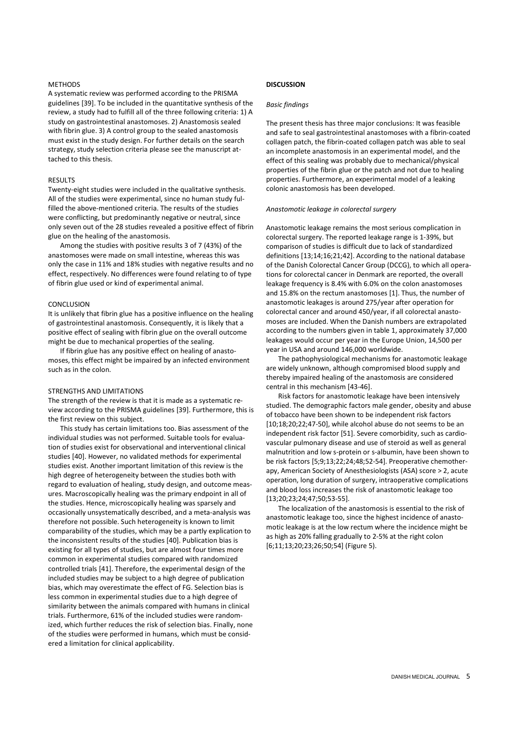### METHODS

A systematic review was performed according to the PRISMA guidelines [39]. To be included in the quantitative synthesis of the review, a study had to fulfill all of the three following criteria: 1) A study on gastrointestinal anastomoses. 2) Anastomosis sealed with fibrin glue. 3) A control group to the sealed anastomosis must exist in the study design. For further details on the search strategy, study selection criteria please see the manuscript attached to this thesis.

### RESULTS

Twenty-eight studies were included in the qualitative synthesis. All of the studies were experimental, since no human study fulfilled the above-mentioned criteria. The results of the studies were conflicting, but predominantly negative or neutral, since only seven out of the 28 studies revealed a positive effect of fibrin glue on the healing of the anastomosis.

Among the studies with positive results 3 of 7 (43%) of the anastomoses were made on small intestine, whereas this was only the case in 11% and 18% studies with negative results and no effect, respectively. No differences were found relating to of type of fibrin glue used or kind of experimental animal.

### CONCLUSION

It is unlikely that fibrin glue has a positive influence on the healing of gastrointestinal anastomosis. Consequently, it is likely that a positive effect of sealing with fibrin glue on the overall outcome might be due to mechanical properties of the sealing.

If fibrin glue has any positive effect on healing of anastomoses, this effect might be impaired by an infected environment such as in the colon.

### STRENGTHS AND LIMITATIONS

The strength of the review is that it is made as a systematic review according to the PRISMA guidelines [39]. Furthermore, this is the first review on this subject.

This study has certain limitations too. Bias assessment of the individual studies was not performed. Suitable tools for evaluation of studies exist for observational and interventional clinical studies [40]. However, no validated methods for experimental studies exist. Another important limitation of this review is the high degree of heterogeneity between the studies both with regard to evaluation of healing, study design, and outcome measures. Macroscopically healing was the primary endpoint in all of the studies. Hence, microscopically healing was sparsely and occasionally unsystematically described, and a meta-analysis was therefore not possible. Such heterogeneity is known to limit comparability of the studies, which may be a partly explication to the inconsistent results of the studies [40]. Publication bias is existing for all types of studies, but are almost four times more common in experimental studies compared with randomized controlled trials [41]. Therefore, the experimental design of the included studies may be subject to a high degree of publication bias, which may overestimate the effect of FG. Selection bias is less common in experimental studies due to a high degree of similarity between the animals compared with humans in clinical trials. Furthermore, 61% of the included studies were randomized, which further reduces the risk of selection bias. Finally, none of the studies were performed in humans, which must be considered a limitation for clinical applicability.

## DISCUSSION

### *Basic findings*

The present thesis has three major conclusions: It was feasible and safe to seal gastrointestinal anastomoses with a fibrin-coated collagen patch, the fibrin-coated collagen patch was able to seal an incomplete anastomosis in an experimental model, and the effect of this sealing was probably due to mechanical/physical properties of the fibrin glue or the patch and not due to healing properties. Furthermore, an experimental model of a leaking colonic anastomosis has been developed.

### *Anastomotic leakage in colorectal surgery*

Anastomotic leakage remains the most serious complication in colorectal surgery. The reported leakage range is 1-39%, but comparison of studies is difficult due to lack of standardized definitions [13;14;16;21;42]. According to the national database of the Danish Colorectal Cancer Group (DCCG), to which all operations for colorectal cancer in Denmark are reported, the overall leakage frequency is 8.4% with 6.0% on the colon anastomoses and 15.8% on the rectum anastomoses [1]. Thus, the number of anastomotic leakages is around 275/year after operation for colorectal cancer and around 450/year, if all colorectal anastomoses are included. When the Danish numbers are extrapolated according to the numbers given in table 1, approximately 37,000 leakages would occur per year in the Europe Union, 14,500 per year in USA and around 146,000 worldwide.

The pathophysiological mechanisms for anastomotic leakage are widely unknown, although compromised blood supply and thereby impaired healing of the anastomosis are considered central in this mechanism [43-46].

Risk factors for anastomotic leakage have been intensively studied. The demographic factors male gender, obesity and abuse of tobacco have been shown to be independent risk factors [10;18;20;22;47-50], while alcohol abuse do not seems to be an independent risk factor [51]. Severe comorbidity, such as cardiovascular pulmonary disease and use of steroid as well as general malnutrition and low s-protein or s-albumin, have been shown to be risk factors [5;9;13;22;24;48;52-54]. Preoperative chemotherapy, American Society of Anesthesiologists (ASA) score > 2, acute operation, long duration of surgery, intraoperative complications and blood loss increases the risk of anastomotic leakage too [13;20;23;24;47;50;53-55].

The localization of the anastomosis is essential to the risk of anastomotic leakage too, since the highest incidence of anastomotic leakage is at the low rectum where the incidence might be as high as 20% falling gradually to 2-5% at the right colon [6;11;13;20;23;26;50;54] (Figure 5).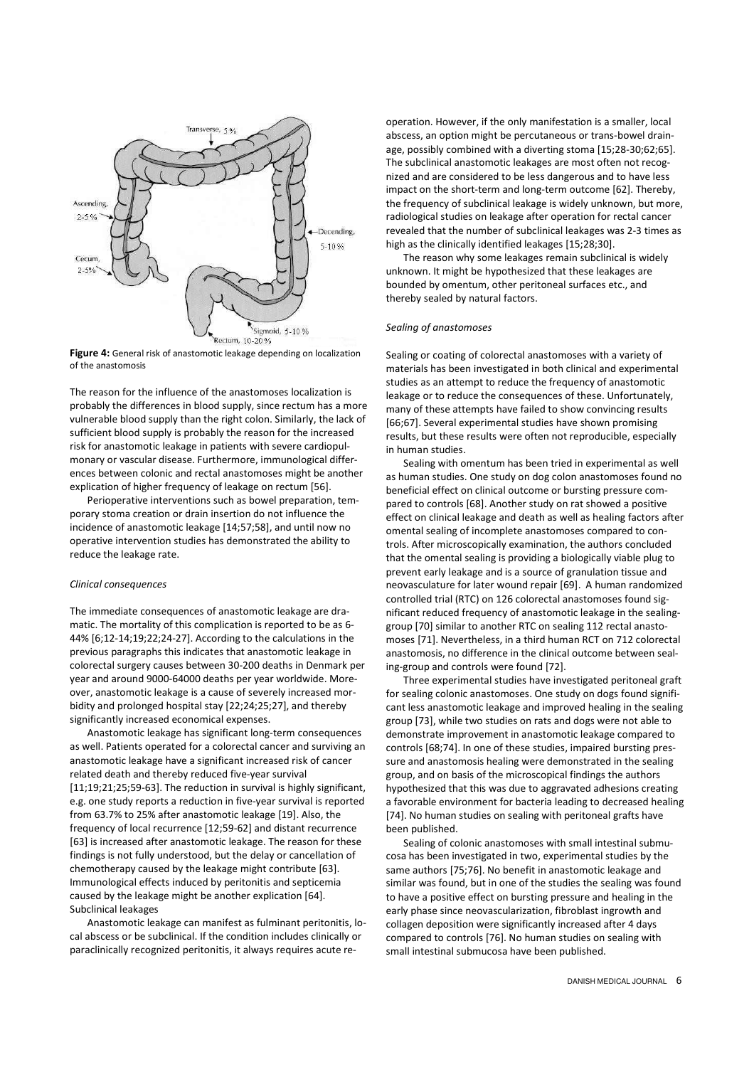Figure 4: General risk of anastomotic leakage depending on localization of the anastomosis

The reason for the influence of the anastomoses localization is probably the differences in blood supply, since rectum has a more vulnerable blood supply than the right colon. Similarly, the lack of sufficient blood supply is probably the reason for the increased risk for anastomotic leakage in patients with severe cardiopulmonary or vascular disease. Furthermore, immunological differences between colonic and rectal anastomoses might be another explication of higher frequency of leakage on rectum [56].

Perioperative interventions such as bowel preparation, temporary stoma creation or drain insertion do not influence the incidence of anastomotic leakage [14;57;58], and until now no operative intervention studies has demonstrated the ability to reduce the leakage rate.

*Clinical consequences*

The immediate consequences of anastomotic leakage are dramatic. The mortality of this complication is reported to be as 6-44% [6;12-14;19;22;24-27]. According to the calculations in the previous paragraphs this indicates that anastomotic leakage in colorectal surgery causes between 30-200 deaths in Denmark per year and around 9000-64000 deaths per year worldwide. Moreover, anastomotic leakage is a cause of severely increased morbidity and prolonged hospital stay [22;24;25;27], and thereby significantly increased economical expenses.

Anastomotic leakage has significant long-term consequences as well. Patients operated for a colorectal cancer and surviving an anastomotic leakage have a significant increased risk of cancer related death and thereby reduced five-year survival [11;19;21;25;59-63]. The reduction in survival is highly significant, e.g. one study reports a reduction in five-year survival is reported from 63.7% to 25% after anastomotic leakage [19]. Also, the frequency of local recurrence [12;59-62] and distant recurrence [63] is increased after anastomotic leakage. The reason for these findings is not fully understood, but the delay or cancellation of chemotherapy caused by the leakage might contribute [63]. Immunological effects induced by peritonitis and septicemia caused by the leakage might be another explication [64].

Subclinical leakages

Anastomotic leakage can manifest as fulminant peritonitis, local abscess or be subclinical. If the condition includes clinically or paraclinically recognized peritonitis, it always requires acute reoperation. However, if the only manifestation is a smaller, local abscess, an option might be percutaneous or trans-bowel drainage, possibly combined with a diverting stoma [15;28-30;62;65]. The subclinical anastomotic leakages are most often not recognized and are considered to be less dangerous and to have less impact on the short-term and long-term outcome [62]. Thereby, the frequency of subclinical leakage is widely unknown, but more, radiological studies on leakage after operation for rectal cancer revealed that the number of subclinical leakages was 2-3 times as high as the clinically identified leakages [15;28;30].

The reason why some leakages remain subclinical is widely unknown. It might be hypothesized that these leakages are bounded by omentum, other peritoneal surfaces etc., and thereby sealed by natural factors.

*Sealing of anastomoses*

Sealing or coating of colorectal anastomoses with a variety of materials has been investigated in both clinical and experimental studies as an attempt to reduce the frequency of anastomotic leakage or to reduce the consequences of these. Unfortunately, many of these attempts have failed to show convincing results [66;67]. Several experimental studies have shown promising results, but these results were often not reproducible, especially in human studies.

Sealing with omentum has been tried in experimental as well as human studies. One study on dog colon anastomoses found no beneficial effect on clinical outcome or bursting pressure compared to controls [68]. Another study on rat showed a positive effect on clinical leakage and death as well as healing factors after omental sealing of incomplete anastomoses compared to controls. After microscopically examination, the authors concluded that the omental sealing is providing a biologically viable plug to prevent early leakage and is a source of granulation tissue and neovasculature for later wound repair [69]. A human randomized controlled trial (RTC) on 126 colorectal anastomoses found significant reduced frequency of anastomotic leakage in the sealing-group [70] similar to another RTC on sealing 112 rectal anastomoses [71]. Nevertheless, in a third human RCT on 712 colorectal anastomosis, no difference in the clinical outcome between sealing-group and controls were found [72].

Three experimental studies have investigated peritoneal graft for sealing colonic anastomoses. One study on dogs found significant less anastomotic leakage and improved healing in the sealing group [73], while two studies on rats and dogs were not able to demonstrate improvement in anastomotic leakage compared to controls [68;74]. In one of these studies, impaired bursting pressure and anastomosis healing were demonstrated in the sealing group, and on basis of the microscopical findings the authors hypothesized that this was due to aggravated adhesions creating a favorable environment for bacteria leading to decreased healing [74]. No human studies on sealing with peritoneal grafts have been published.

Sealing of colonic anastomoses with small intestinal submucosa has been investigated in two, experimental studies by the same authors [75;76]. No benefit in anastomotic leakage and similar was found, but in one of the studies the sealing was found to have a positive effect on bursting pressure and healing in the early phase since neovascularization, fibroblast ingrowth and collagen deposition were significantly increased after 4 days compared to controls [76]. No human studies on sealing with small intestinal submucosa have been published.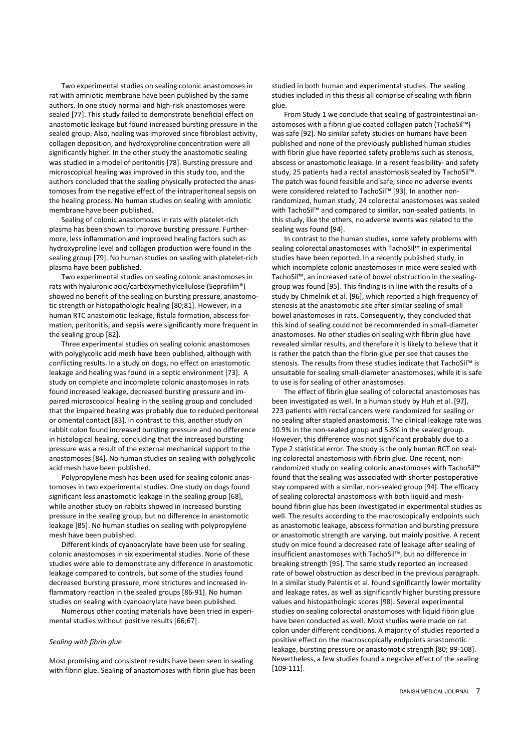Two experimental studies on sealing colonic anastomoses in rat with amniotic membrane have been published by the same authors. In one study normal and high-risk anastomoses were sealed [77]. This study failed to demonstrate beneficial effect on anastomotic leakage but found increased bursting pressure in the sealed group. Also, healing was improved since fibroblast activity, collagen deposition, and hydroxyproline concentration were all significantly higher. In the other study the anastomotic sealing was studied in a model of peritonitis [78]. Bursting pressure and microscopical healing was improved in this study too, and the authors concluded that the sealing physically protected the anastomoses from the negative effect of the intraperitoneal sepsis on the healing process. No human studies on sealing with amniotic membrane have been published.

Sealing of colonic anastomoses in rats with platelet-rich plasma has been shown to improve bursting pressure. Furthermore, less inflammation and improved healing factors such as hydroxyproline level and collagen production were found in the sealing group [79]. No human studies on sealing with platelet-rich plasma have been published.

Two experimental studies on sealing colonic anastomoses in rats with hyaluronic acid/carboxymethylcellulose (Seprafilm®) showed no benefit of the sealing on bursting pressure, anastomotic strength or histopathologic healing [80;81]. However, in a human RTC anastomotic leakage, fistula formation, abscess formation, peritonitis, and sepsis were significantly more frequent in the sealing group [82].

Three experimental studies on sealing colonic anastomoses with polyglycolic acid mesh have been published, although with conflicting results. In a study on dogs, no effect on anastomotic leakage and healing was found in a septic environment [73]. A study on complete and incomplete colonic anastomoses in rats found increased leakage, decreased bursting pressure and impaired microscopical healing in the sealing group and concluded that the impaired healing was probably due to reduced peritoneal or omental contact [83]. In contrast to this, another study on rabbit colon found increased bursting pressure and no difference in histological healing, concluding that the increased bursting pressure was a result of the external mechanical support to the anastomoses [84]. No human studies on sealing with polyglycolic acid mesh have been published.

Polypropylene mesh has been used for sealing colonic anastomoses in two experimental studies. One study on dogs found significant less anastomotic leakage in the sealing group [68], while another study on rabbits showed in increased bursting pressure in the sealing group, but no difference in anastomotic leakage [85]. No human studies on sealing with polypropylene mesh have been published.

Different kinds of cyanoacrylate have been use for sealing colonic anastomoses in six experimental studies. None of these studies were able to demonstrate any difference in anastomotic leakage compared to controls, but some of the studies found decreased bursting pressure, more strictures and increased inflammatory reaction in the sealed groups [86-91]. No human studies on sealing with cyanoacrylate have been published.

Numerous other coating materials have been tried in experimental studies without positive results [66;67].

*Sealing with fibrin glue*

Most promising and consistent results have been seen in sealing with fibrin glue. Sealing of anastomoses with fibrin glue has been studied in both human and experimental studies. The sealing studies included in this thesis all comprise of sealing with fibrin glue.

From Study 1 we conclude that sealing of gastrointestinal anastomoses with a fibrin glue coated collagen patch (TachoSil™) was safe [92]. No similar safety studies on humans have been published and none of the previously published human studies with fibrin glue have reported safety problems such as stenosis, abscess or anastomotic leakage. In a resent feasibility- and safety study, 25 patients had a rectal anastomosis sealed by TachoSil™. The patch was found feasible and safe, since no adverse events were considered related to TachoSil™ [93]. In another non-randomized, human study, 24 colorectal anastomoses was sealed with TachoSil™ and compared to similar, non-sealed patients. In this study, like the others, no adverse events was related to the sealing was found [94].

In contrast to the human studies, some safety problems with sealing colorectal anastomoses with TachoSil™ in experimental studies have been reported. In a recently published study, in which incomplete colonic anastomoses in mice were sealed with TachoSil™, an increased rate of bowel obstruction in the sealing-group was found [95]. This finding is in line with the results of a study by Chmelnik et al. [96], which reported a high frequency of stenosis at the anastomotic site after similar sealing of small bowel anastomoses in rats. Consequently, they concluded that this kind of sealing could not be recommended in small-diameter anastomoses. No other studies on sealing with fibrin glue have revealed similar results, and therefore it is likely to believe that it is rather the patch than the fibrin glue per see that causes the stenosis. The results from these studies indicate that TachoSil™ is unsuitable for sealing small-diameter anastomoses, while it is safe to use is for sealing of other anastomoses.

The effect of fibrin glue sealing of colorectal anastomoses has been investigated as well. In a human study by Huh et al. [97], 223 patients with rectal cancers were randomized for sealing or no sealing after stapled anastomosis. The clinical leakage rate was 10.9% in the non-sealed group and 5.8% in the sealed group. However, this difference was not significant probably due to a Type 2 statistical error. The study is the only human RCT on sealing colorectal anastomosis with fibrin glue. One recent, non-randomized study on sealing colonic anastomoses with TachoSil™ found that the sealing was associated with shorter postoperative stay compared with a similar, non-sealed group [94]. The efficacy of sealing colorectal anastomosis with both liquid and mesh-bound fibrin glue has been investigated in experimental studies as well. The results according to the macroscopically endpoints such as anastomotic leakage, abscess formation and bursting pressure or anastomotic strength are varying, but mainly positive. A recent study on mice found a decreased rate of leakage after sealing of insufficient anastomoses with TachoSil™, but no difference in breaking strength [95]. The same study reported an increased rate of bowel obstruction as described in the previous paragraph. In a similar study Palentis et al. found significantly lower mortality and leakage rates, as well as significantly higher bursting pressure values and histopathologic scores [98]. Several experimental studies on sealing colorectal anastomoses with liquid fibrin glue have been conducted as well. Most studies were made on rat colon under different conditions. A majority of studies reported a positive effect on the macroscopically endpoints anastomotic leakage, bursting pressure or anastomotic strength [80; 99-108]. Nevertheless, a few studies found a negative effect of the sealing [109-111].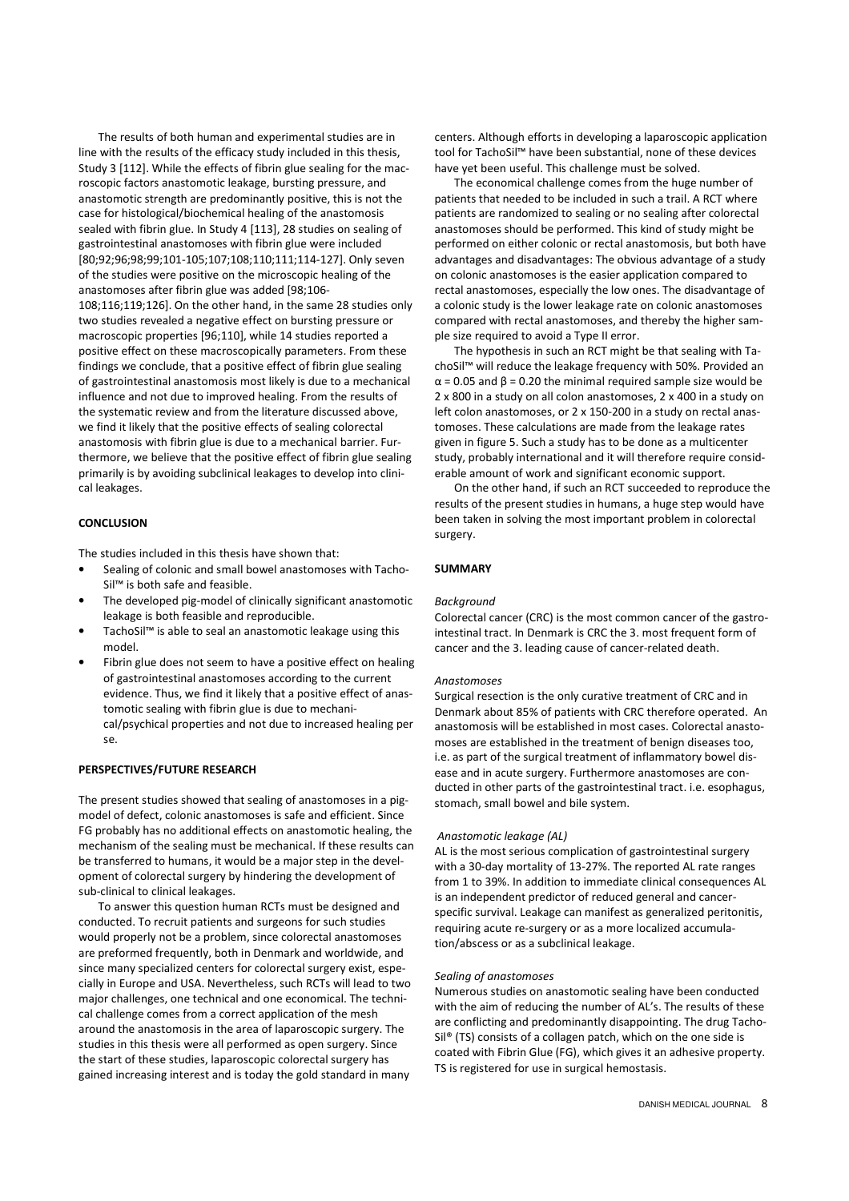The results of both human and experimental studies are in line with the results of the efficacy study included in this thesis, Study 3 [112]. While the effects of fibrin glue sealing for the macroscopic factors anastomotic leakage, bursting pressure, and anastomotic strength are predominantly positive, this is not the case for histological/biochemical healing of the anastomosis sealed with fibrin glue. In Study 4 [113], 28 studies on sealing of gastrointestinal anastomoses with fibrin glue were included [80;92;96;98;99;101-105;107;108;110;111;114-127]. Only seven of the studies were positive on the microscopic healing of the anastomoses after fibrin glue was added [98;106-108;116;119;126]. On the other hand, in the same 28 studies only two studies revealed a negative effect on bursting pressure or macroscopic properties [96;110], while 14 studies reported a positive effect on these macroscopically parameters. From these findings we conclude, that a positive effect of fibrin glue sealing of gastrointestinal anastomosis most likely is due to a mechanical influence and not due to improved healing. From the results of the systematic review and from the literature discussed above, we find it likely that the positive effects of sealing colorectal anastomosis with fibrin glue is due to a mechanical barrier. Furthermore, we believe that the positive effect of fibrin glue sealing primarily is by avoiding subclinical leakages to develop into clinical leakages.

## CONCLUSION

The studies included in this thesis have shown that:

- Sealing of colonic and small bowel anastomoses with TachoSil™ is both safe and feasible.
- The developed pig-model of clinically significant anastomotic leakage is both feasible and reproducible.
- TachoSil™ is able to seal an anastomotic leakage using this model.
- Fibrin glue does not seem to have a positive effect on healing of gastrointestinal anastomoses according to the current evidence. Thus, we find it likely that a positive effect of anastomotic sealing with fibrin glue is due to mechanical/psychical properties and not due to increased healing per se.

## PERSPECTIVES/FUTURE RESEARCH

The present studies showed that sealing of anastomoses in a pig-model of defect, colonic anastomoses is safe and efficient. Since FG probably has no additional effects on anastomotic healing, the mechanism of the sealing must be mechanical. If these results can be transferred to humans, it would be a major step in the development of colorectal surgery by hindering the development of sub-clinical to clinical leakages.

To answer this question human RCTs must be designed and conducted. To recruit patients and surgeons for such studies would properly not be a problem, since colorectal anastomoses are preformed frequently, both in Denmark and worldwide, and since many specialized centers for colorectal surgery exist, especially in Europe and USA. Nevertheless, such RCTs will lead to two major challenges, one technical and one economical. The technical challenge comes from a correct application of the mesh around the anastomosis in the area of laparoscopic surgery. The studies in this thesis were all performed as open surgery. Since the start of these studies, laparoscopic colorectal surgery has gained increasing interest and is today the gold standard in many centers. Although efforts in developing a laparoscopic application tool for TachoSil™ have been substantial, none of these devices have yet been useful. This challenge must be solved.

The economical challenge comes from the huge number of patients that needed to be included in such a trail. A RCT where patients are randomized to sealing or no sealing after colorectal anastomoses should be performed. This kind of study might be performed on either colonic or rectal anastomosis, but both have advantages and disadvantages: The obvious advantage of a study on colonic anastomoses is the easier application compared to rectal anastomoses, especially the low ones. The disadvantage of a colonic study is the lower leakage rate on colonic anastomoses compared with rectal anastomoses, and thereby the higher sample size required to avoid a Type II error.

The hypothesis in such an RCT might be that sealing with TachoSil™ will reduce the leakage frequency with 50%. Provided an $\alpha = 0.05$ and $\beta = 0.20$ the minimal required sample size would be 2 x 800 in a study on all colon anastomoses, 2 x 400 in a study on left colon anastomoses, or 2 x 150-200 in a study on rectal anastomoses. These calculations are made from the leakage rates given in figure 5. Such a study has to be done as a multicenter study, probably international and it will therefore require considerable amount of work and significant economic support.

On the other hand, if such an RCT succeeded to reproduce the results of the present studies in humans, a huge step would have been taken in solving the most important problem in colorectal surgery.

## SUMMARY

*Background*

Colorectal cancer (CRC) is the most common cancer of the gastrointestinal tract. In Denmark is CRC the 3. most frequent form of cancer and the 3. leading cause of cancer-related death.

*Anastomoses*

Surgical resection is the only curative treatment of CRC and in Denmark about 85% of patients with CRC therefore operated. An anastomosis will be established in most cases. Colorectal anastomoses are established in the treatment of benign diseases too, i.e. as part of the surgical treatment of inflammatory bowel disease and in acute surgery. Furthermore anastomoses are conducted in other parts of the gastrointestinal tract. i.e. esophagus, stomach, small bowel and bile system.

*Anastomotic leakage (AL)*

AL is the most serious complication of gastrointestinal surgery with a 30-day mortality of 13-27%. The reported AL rate ranges from 1 to 39%. In addition to immediate clinical consequences AL is an independent predictor of reduced general and cancer-specific survival. Leakage can manifest as generalized peritonitis, requiring acute re-surgery or as a more localized accumulation/abscess or as a subclinical leakage.

*Sealing of anastomoses*

Numerous studies on anastomotic sealing have been conducted with the aim of reducing the number of AL's. The results of these are conflicting and predominantly disappointing. The drug TachoSil® (TS) consists of a collagen patch, which on the one side is coated with Fibrin Glue (FG), which gives it an adhesive property. TS is registered for use in surgical hemostasis.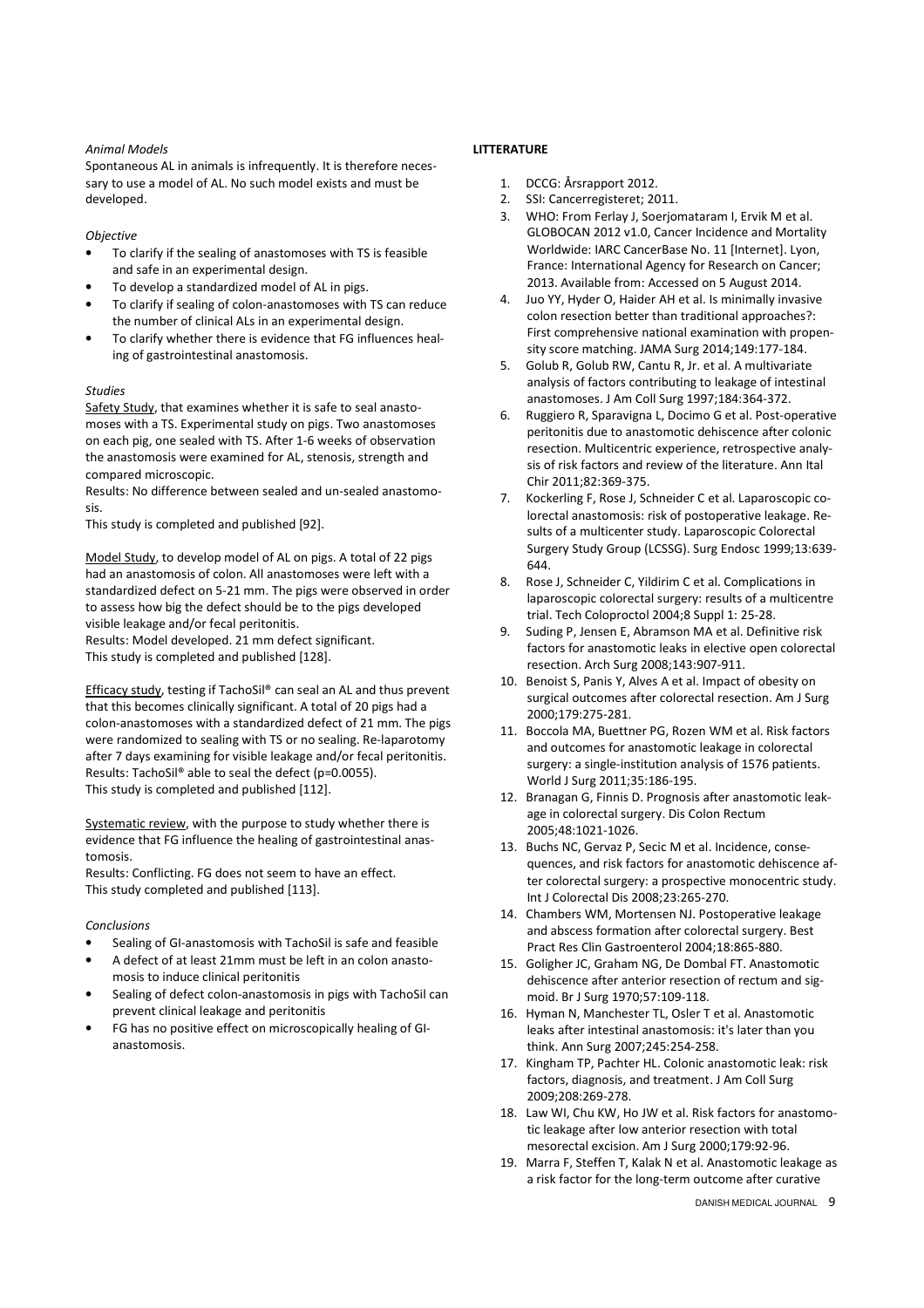*Animal Models*

Spontaneous AL in animals is infrequently. It is therefore necessary to use a model of AL. No such model exists and must be developed.

*Objective*

- To clarify if the sealing of anastomoses with TS is feasible and safe in an experimental design.
- To develop a standardized model of AL in pigs.
- To clarify if sealing of colon-anastomoses with TS can reduce the number of clinical ALs in an experimental design.
- To clarify whether there is evidence that FG influences healing of gastrointestinal anastomosis.

*Studies*

Safety Study, that examines whether it is safe to seal anastomoses with a TS. Experimental study on pigs. Two anastomoses on each pig, one sealed with TS. After 1-6 weeks of observation the anastomosis were examined for AL, stenosis, strength and compared microscopic.

Results: No difference between sealed and un-sealed anastomosis.

This study is completed and published [92].

Model Study, to develop model of AL on pigs. A total of 22 pigs had an anastomosis of colon. All anastomoses were left with a standardized defect on 5-21 mm. The pigs were observed in order to assess how big the defect should be to the pigs developed visible leakage and/or fecal peritonitis.

Results: Model developed. 21 mm defect significant.

This study is completed and published [128].

Efficacy study, testing if TachoSil® can seal an AL and thus prevent that this becomes clinically significant. A total of 20 pigs had a colon-anastomoses with a standardized defect of 21 mm. The pigs were randomized to sealing with TS or no sealing. Re-laparotomy after 7 days examining for visible leakage and/or fecal peritonitis.

Results: TachoSil® able to seal the defect (p=0.0055).

This study is completed and published [112].

Systematic review, with the purpose to study whether there is evidence that FG influence the healing of gastrointestinal anastomosis.

Results: Conflicting. FG does not seem to have an effect.

This study completed and published [113].

*Conclusions*

- Sealing of GI-anastomosis with TachoSil is safe and feasible
- A defect of at least 21mm must be left in an colon anastomosis to induce clinical peritonitis
- Sealing of defect colon-anastomosis in pigs with TachoSil can prevent clinical leakage and peritonitis
- FG has no positive effect on microscopically healing of GI-anastomosis.

**LITTERATURE**

1. DCCG: Årsrapport 2012.
2. SSI: Cancerregisteret; 2011.
3. WHO: From Ferlay J, Soerjomataram I, Ervik M et al. GLOBOCAN 2012 v1.0, Cancer Incidence and Mortality Worldwide: IARC CancerBase No. 11 [Internet]. Lyon, France: International Agency for Research on Cancer; 2013. Available from: Accessed on 5 August 2014.
4. Juo YY, Hyder O, Haider AH et al. Is minimally invasive colon resection better than traditional approaches?: First comprehensive national examination with propensity score matching. JAMA Surg 2014;149:177-184.
5. Golub R, Golub RW, Cantu R, Jr. et al. A multivariate analysis of factors contributing to leakage of intestinal anastomoses. J Am Coll Surg 1997;184:364-372.
6. Ruggiero R, Sparavigna L, Docimo G et al. Post-operative peritonitis due to anastomotic dehiscence after colonic resection. Multicentric experience, retrospective analysis of risk factors and review of the literature. Ann Ital Chir 2011;82:369-375.
7. Kockerling F, Rose J, Schneider C et al. Laparoscopic colorectal anastomosis: risk of postoperative leakage. Results of a multicenter study. Laparoscopic Colorectal Surgery Study Group (LCSSG). Surg Endosc 1999;13:639-644.
8. Rose J, Schneider C, Yildirim C et al. Complications in laparoscopic colorectal surgery: results of a multicentre trial. Tech Coloproctol 2004;8 Suppl 1: 25-28.
9. Suding P, Jensen E, Abramson MA et al. Definitive risk factors for anastomotic leaks in elective open colorectal resection. Arch Surg 2008;143:907-911.
10. Benoist S, Panis Y, Alves A et al. Impact of obesity on surgical outcomes after colorectal resection. Am J Surg 2000;179:275-281.
11. Boccola MA, Buettner PG, Rozen WM et al. Risk factors and outcomes for anastomotic leakage in colorectal surgery: a single-institution analysis of 1576 patients. World J Surg 2011;35:186-195.
12. Branagan G, Finnis D. Prognosis after anastomotic leakage in colorectal surgery. Dis Colon Rectum 2005;48:1021-1026.
13. Buchs NC, Gervaz P, Secic M et al. Incidence, consequences, and risk factors for anastomotic dehiscence after colorectal surgery: a prospective monocentric study. Int J Colorectal Dis 2008;23:265-270.
14. Chambers WM, Mortensen NJ. Postoperative leakage and abscess formation after colorectal surgery. Best Pract Res Clin Gastroenterol 2004;18:865-880.
15. Goligher JC, Graham NG, De Dombal FT. Anastomotic dehiscence after anterior resection of rectum and sigmoid. Br J Surg 1970;57:109-118.
16. Hyman N, Manchester TL, Osler T et al. Anastomotic leaks after intestinal anastomosis: it's later than you think. Ann Surg 2007;245:254-258.
17. Kingham TP, Pachter HL. Colonic anastomotic leak: risk factors, diagnosis, and treatment. J Am Coll Surg 2009;208:269-278.
18. Law WI, Chu KW, Ho JW et al. Risk factors for anastomotic leakage after low anterior resection with total mesorectal excision. Am J Surg 2000;179:92-96.
19. Marra F, Steffen T, Kalak N et al. Anastomotic leakage as a risk factor for the long-term outcome after curative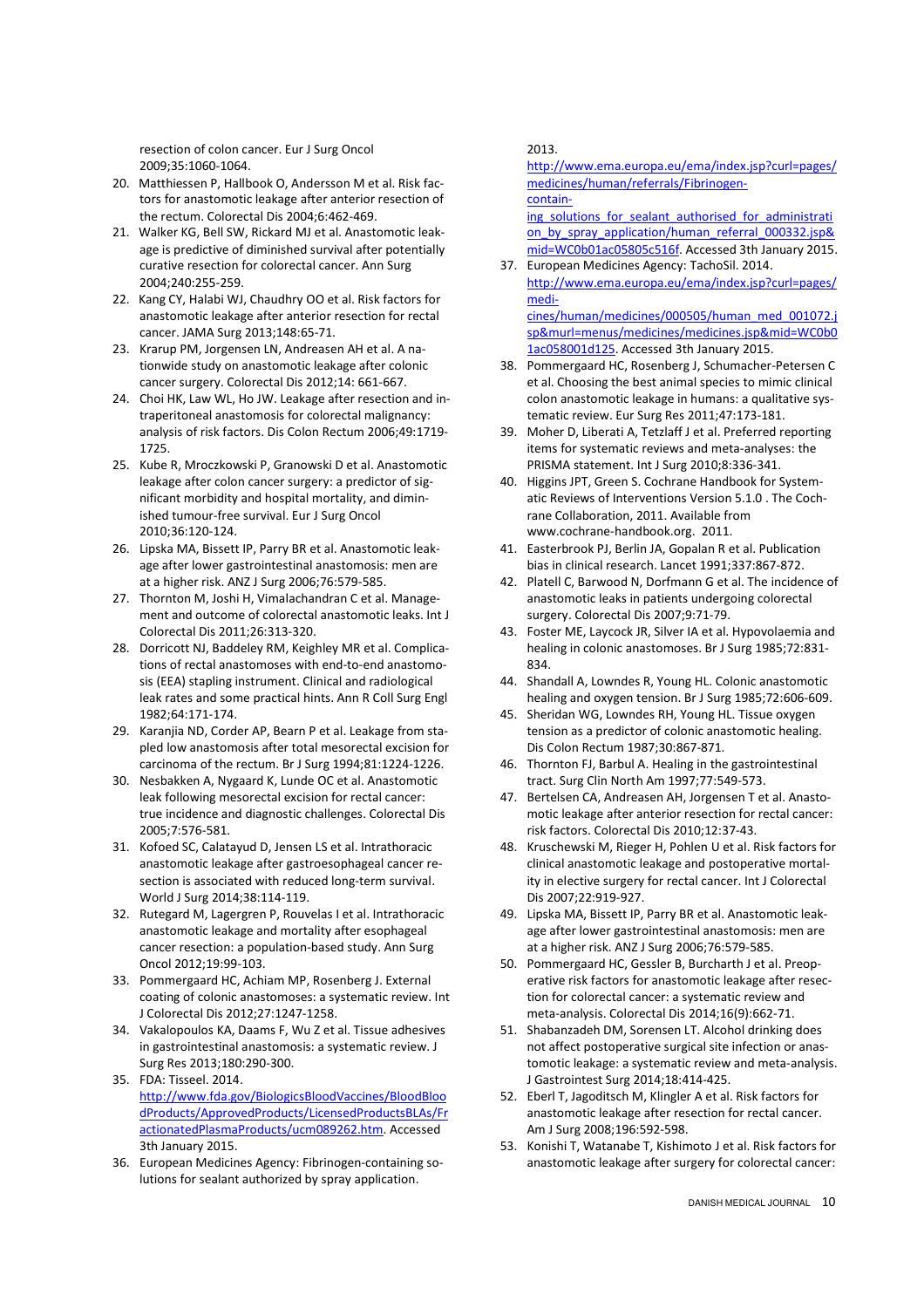resection of colon cancer. Eur J Surg Oncol 2009;35:1060-1064.

20. Matthiessen P, Hallbook O, Andersson M et al. Risk factors for anastomotic leakage after anterior resection of the rectum. Colorectal Dis 2004;6:462-469.
21. Walker KG, Bell SW, Rickard MJ et al. Anastomotic leakage is predictive of diminished survival after potentially curative resection for colorectal cancer. Ann Surg 2004;240:255-259.
22. Kang CY, Halabi WJ, Chaudhry OO et al. Risk factors for anastomotic leakage after anterior resection for rectal cancer. JAMA Surg 2013;148:65-71.
23. Krarup PM, Jorgensen LN, Andreasen AH et al. A nationwide study on anastomotic leakage after colonic cancer surgery. Colorectal Dis 2012;14: 661-667.
24. Choi HK, Law WL, Ho JW. Leakage after resection and intraperitoneal anastomosis for colorectal malignancy: analysis of risk factors. Dis Colon Rectum 2006;49:1719-1725.
25. Kube R, Mroczkowski P, Granowski D et al. Anastomotic leakage after colon cancer surgery: a predictor of significant morbidity and hospital mortality, and diminished tumour-free survival. Eur J Surg Oncol 2010;36:120-124.
26. Lipska MA, Bissett IP, Parry BR et al. Anastomotic leakage after lower gastrointestinal anastomosis: men are at a higher risk. ANZ J Surg 2006;76:579-585.
27. Thornton M, Joshi H, Vimalachandran C et al. Management and outcome of colorectal anastomotic leaks. Int J Colorectal Dis 2011;26:313-320.
28. Dorricott NJ, Baddeley RM, Keighley MR et al. Complications of rectal anastomoses with end-to-end anastomosis (EEA) stapling instrument. Clinical and radiological leak rates and some practical hints. Ann R Coll Surg Engl 1982;64:171-174.
29. Karanjia ND, Corder AP, Bearn P et al. Leakage from stapled low anastomosis after total mesorectal excision for carcinoma of the rectum. Br J Surg 1994;81:1224-1226.
30. Nesbakken A, Nygaard K, Lunde OC et al. Anastomotic leak following mesorectal excision for rectal cancer: true incidence and diagnostic challenges. Colorectal Dis 2005;7:576-581.
31. Kofoed SC, Calatayud D, Jensen LS et al. Intrathoracic anastomotic leakage after gastroesophageal cancer resection is associated with reduced long-term survival. World J Surg 2014;38:114-119.
32. Rutegard M, Lagergren P, Rouvelas I et al. Intrathoracic anastomotic leakage and mortality after esophageal cancer resection: a population-based study. Ann Surg Oncol 2012;19:99-103.
33. Pommergaard HC, Achiam MP, Rosenberg J. External coating of colonic anastomoses: a systematic review. Int J Colorectal Dis 2012;27:1247-1258.
34. Vakalopoulos KA, Daams F, Wu Z et al. Tissue adhesives in gastrointestinal anastomosis: a systematic review. J Surg Res 2013;180:290-300.
35. FDA: Tisseel. 2014. http://www.fda.gov/BiologicsBloodVaccines/BloodBloodProducts/ApprovedProducts/LicensedProductsBLAs/FractionatedPlasmaProducts/ucm089262.htm. Accessed 3th January 2015.
36. European Medicines Agency: Fibrinogen-containing solutions for sealant authorized by spray application. 2013. http://www.ema.europa.eu/ema/index.jsp?curl=pages/medicines/human/referrals/Fibrinogen-containing_solutions_for_sealant_authorised_for_administration_by_spray_application/human_referral_000332.jsp&mid=WC0b01ac05805c516f. Accessed 3th January 2015.
37. European Medicines Agency: TachoSil. 2014. http://www.ema.europa.eu/ema/index.jsp?curl=pages/medicines/human/medicines/000505/human_med_001072.jsp&murl=menus/medicines/medicines.jsp&mid=WC0b01ac058001d125. Accessed 3th January 2015.
38. Pommergaard HC, Rosenberg J, Schumacher-Petersen C et al. Choosing the best animal species to mimic clinical colon anastomotic leakage in humans: a qualitative systematic review. Eur Surg Res 2011;47:173-181.
39. Moher D, Liberati A, Tetzlaff J et al. Preferred reporting items for systematic reviews and meta-analyses: the PRISMA statement. Int J Surg 2010;8:336-341.
40. Higgins JPT, Green S. Cochrane Handbook for Systematic Reviews of Interventions Version 5.1.0 . The Cochrane Collaboration, 2011. Available from www.cochrane-handbook.org. 2011.
41. Easterbrook PJ, Berlin JA, Gopalan R et al. Publication bias in clinical research. Lancet 1991;337:867-872.
42. Platell C, Barwood N, Dorfmann G et al. The incidence of anastomotic leaks in patients undergoing colorectal surgery. Colorectal Dis 2007;9:71-79.
43. Foster ME, Laycock JR, Silver IA et al. Hypovolaemia and healing in colonic anastomoses. Br J Surg 1985;72:831-834.
44. Shandall A, Lowndes R, Young HL. Colonic anastomotic healing and oxygen tension. Br J Surg 1985;72:606-609.
45. Sheridan WG, Lowndes RH, Young HL. Tissue oxygen tension as a predictor of colonic anastomotic healing. Dis Colon Rectum 1987;30:867-871.
46. Thornton FJ, Barbul A. Healing in the gastrointestinal tract. Surg Clin North Am 1997;77:549-573.
47. Bertelsen CA, Andreasen AH, Jorgensen T et al. Anastomotic leakage after anterior resection for rectal cancer: risk factors. Colorectal Dis 2010;12:37-43.
48. Kruschewski M, Rieger H, Pohlen U et al. Risk factors for clinical anastomotic leakage and postoperative mortality in elective surgery for rectal cancer. Int J Colorectal Dis 2007;22:919-927.
49. Lipska MA, Bissett IP, Parry BR et al. Anastomotic leakage after lower gastrointestinal anastomosis: men are at a higher risk. ANZ J Surg 2006;76:579-585.
50. Pommergaard HC, Gessler B, Burcharth J et al. Preoperative risk factors for anastomotic leakage after resection for colorectal cancer: a systematic review and meta-analysis. Colorectal Dis 2014;16(9):662-71.
51. Shabanzadeh DM, Sorensen LT. Alcohol drinking does not affect postoperative surgical site infection or anastomotic leakage: a systematic review and meta-analysis. J Gastrointest Surg 2014;18:414-425.
52. Eberl T, Jagoditsch M, Klingler A et al. Risk factors for anastomotic leakage after resection for rectal cancer. Am J Surg 2008;196:592-598.
53. Konishi T, Watanabe T, Kishimoto J et al. Risk factors for anastomotic leakage after surgery for colorectal cancer: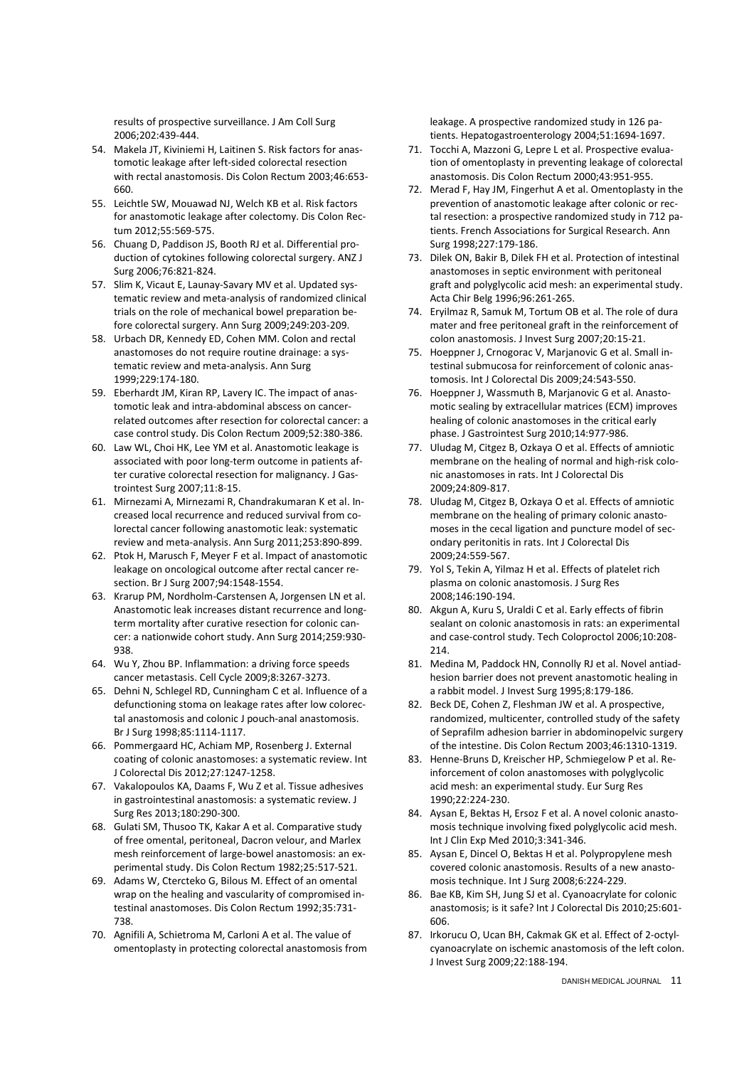results of prospective surveillance. J Am Coll Surg 2006;202:439-444.

54. Makela JT, Kiviniemi H, Laitinen S. Risk factors for anastomotic leakage after left-sided colorectal resection with rectal anastomosis. Dis Colon Rectum 2003;46:653-660.
55. Leichtle SW, Mouawad NJ, Welch KB et al. Risk factors for anastomotic leakage after colectomy. Dis Colon Rectum 2012;55:569-575.
56. Chuang D, Paddison JS, Booth RJ et al. Differential production of cytokines following colorectal surgery. ANZ J Surg 2006;76:821-824.
57. Slim K, Vicaut E, Launay-Savary MV et al. Updated systematic review and meta-analysis of randomized clinical trials on the role of mechanical bowel preparation before colorectal surgery. Ann Surg 2009;249:203-209.
58. Urbach DR, Kennedy ED, Cohen MM. Colon and rectal anastomoses do not require routine drainage: a systematic review and meta-analysis. Ann Surg 1999;229:174-180.
59. Eberhardt JM, Kiran RP, Lavery IC. The impact of anastomotic leak and intra-abdominal abscess on cancer-related outcomes after resection for colorectal cancer: a case control study. Dis Colon Rectum 2009;52:380-386.
60. Law WL, Choi HK, Lee YM et al. Anastomotic leakage is associated with poor long-term outcome in patients after curative colorectal resection for malignancy. J Gastrointest Surg 2007;11:8-15.
61. Mirnezami A, Mirnezami R, Chandrakumaran K et al. Increased local recurrence and reduced survival from colorectal cancer following anastomotic leak: systematic review and meta-analysis. Ann Surg 2011;253:890-899.
62. Ptok H, Marusch F, Meyer F et al. Impact of anastomotic leakage on oncological outcome after rectal cancer resection. Br J Surg 2007;94:1548-1554.
63. Krarup PM, Nordholm-Carstensen A, Jorgensen LN et al. Anastomotic leak increases distant recurrence and long-term mortality after curative resection for colonic cancer: a nationwide cohort study. Ann Surg 2014;259:930-938.
64. Wu Y, Zhou BP. Inflammation: a driving force speeds cancer metastasis. Cell Cycle 2009;8:3267-3273.
65. Dehni N, Schlegel RD, Cunningham C et al. Influence of a defunctioning stoma on leakage rates after low colorectal anastomosis and colonic J pouch-anal anastomosis. Br J Surg 1998;85:1114-1117.
66. Pommergaard HC, Achiam MP, Rosenberg J. External coating of colonic anastomoses: a systematic review. Int J Colorectal Dis 2012;27:1247-1258.
67. Vakalopoulos KA, Daams F, Wu Z et al. Tissue adhesives in gastrointestinal anastomosis: a systematic review. J Surg Res 2013;180:290-300.
68. Gulati SM, Thusoo TK, Kakar A et al. Comparative study of free omental, peritoneal, Dacron velour, and Marlex mesh reinforcement of large-bowel anastomosis: an experimental study. Dis Colon Rectum 1982;25:517-521.
69. Adams W, Ctercteko G, Bilous M. Effect of an omental wrap on the healing and vascularity of compromised intestinal anastomoses. Dis Colon Rectum 1992;35:731-738.
70. Agnifili A, Schietroma M, Carloni A et al. The value of omentoplasty in protecting colorectal anastomosis from leakage. A prospective randomized study in 126 patients. Hepatogastroenterology 2004;51:1694-1697.
71. Tocchi A, Mazzoni G, Lepre L et al. Prospective evaluation of omentoplasty in preventing leakage of colorectal anastomosis. Dis Colon Rectum 2000;43:951-955.
72. Merad F, Hay JM, Fingerhut A et al. Omentoplasty in the prevention of anastomotic leakage after colonic or rectal resection: a prospective randomized study in 712 patients. French Associations for Surgical Research. Ann Surg 1998;227:179-186.
73. Dilek ON, Bakir B, Dilek FH et al. Protection of intestinal anastomoses in septic environment with peritoneal graft and polyglycolic acid mesh: an experimental study. Acta Chir Belg 1996;96:261-265.
74. Eryilmaz R, Samuk M, Tortum OB et al. The role of dura mater and free peritoneal graft in the reinforcement of colon anastomosis. J Invest Surg 2007;20:15-21.
75. Hoeppner J, Crnogorac V, Marjanovic G et al. Small intestinal submucosa for reinforcement of colonic anastomosis. Int J Colorectal Dis 2009;24:543-550.
76. Hoeppner J, Wassmuth B, Marjanovic G et al. Anastomotic sealing by extracellular matrices (ECM) improves healing of colonic anastomoses in the critical early phase. J Gastrointest Surg 2010;14:977-986.
77. Uludag M, Citgez B, Ozkaya O et al. Effects of amniotic membrane on the healing of normal and high-risk colonic anastomoses in rats. Int J Colorectal Dis 2009;24:809-817.
78. Uludag M, Citgez B, Ozkaya O et al. Effects of amniotic membrane on the healing of primary colonic anastomoses in the cecal ligation and puncture model of secondary peritonitis in rats. Int J Colorectal Dis 2009;24:559-567.
79. Yol S, Tekin A, Yilmaz H et al. Effects of platelet rich plasma on colonic anastomosis. J Surg Res 2008;146:190-194.
80. Akgun A, Kuru S, Uraldi C et al. Early effects of fibrin sealant on colonic anastomosis in rats: an experimental and case-control study. Tech Coloproctol 2006;10:208-214.
81. Medina M, Paddock HN, Connolly RJ et al. Novel antiadhesion barrier does not prevent anastomotic healing in a rabbit model. J Invest Surg 1995;8:179-186.
82. Beck DE, Cohen Z, Fleshman JW et al. A prospective, randomized, multicenter, controlled study of the safety of Seprafilm adhesion barrier in abdominopelvic surgery of the intestine. Dis Colon Rectum 2003;46:1310-1319.
83. Henne-Bruns D, Kreischer HP, Schmiegelow P et al. Reinforcement of colon anastomoses with polyglycolic acid mesh: an experimental study. Eur Surg Res 1990;22:224-230.
84. Aysan E, Bektas H, Ersoz F et al. A novel colonic anastomosis technique involving fixed polyglycolic acid mesh. Int J Clin Exp Med 2010;3:341-346.
85. Aysan E, Dincel O, Bektas H et al. Polypropylene mesh covered colonic anastomosis. Results of a new anastomosis technique. Int J Surg 2008;6:224-229.
86. Bae KB, Kim SH, Jung SJ et al. Cyanoacrylate for colonic anastomosis; is it safe? Int J Colorectal Dis 2010;25:601-606.
87. Irkorucu O, Ucan BH, Cakmak GK et al. Effect of 2-octyl-cyanoacrylate on ischemic anastomosis of the left colon. J Invest Surg 2009;22:188-194.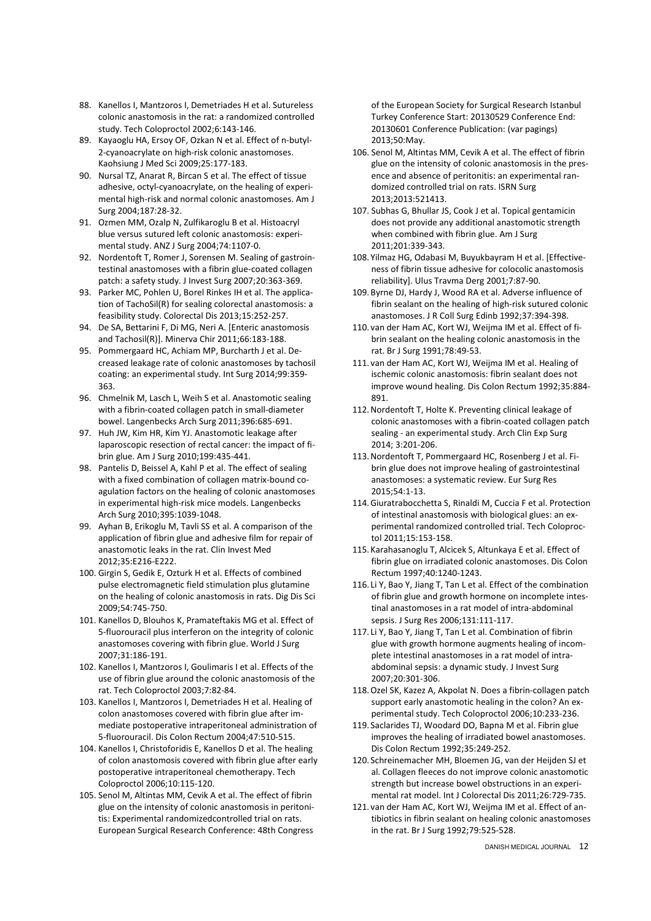88. Kanellos I, Mantzoros I, Demetriades H et al. Sutureless colonic anastomosis in the rat: a randomized controlled study. Tech Coloproctol 2002;6:143-146.
89. Kayaoglu HA, Ersoy OF, Ozkan N et al. Effect of n-butyl-2-cyanoacrylate on high-risk colonic anastomoses. Kaohsiung J Med Sci 2009;25:177-183.
90. Nursal TZ, Anarat R, Bircan S et al. The effect of tissue adhesive, octyl-cyanoacrylate, on the healing of experimental high-risk and normal colonic anastomoses. Am J Surg 2004;187:28-32.
91. Ozmen MM, Ozalp N, Zulfikaroglu B et al. Histoacryl blue versus sutured left colonic anastomosis: experimental study. ANZ J Surg 2004;74:1107-0.
92. Nordentoft T, Romer J, Sorensen M. Sealing of gastrointestinal anastomoses with a fibrin glue-coated collagen patch: a safety study. J Invest Surg 2007;20:363-369.
93. Parker MC, Pohlen U, Borel Rinkes IH et al. The application of TachoSil(R) for sealing colorectal anastomosis: a feasibility study. Colorectal Dis 2013;15:252-257.
94. De SA, Bettarini F, Di MG, Neri A. [Enteric anastomosis and Tachosil(R)]. Minerva Chir 2011;66:183-188.
95. Pommergaard HC, Achiam MP, Burcharth J et al. Decreased leakage rate of colonic anastomoses by tachosil coating: an experimental study. Int Surg 2014;99:359-363.
96. Chmelnik M, Lasch L, Weih S et al. Anastomotic sealing with a fibrin-coated collagen patch in small-diameter bowel. Langenbecks Arch Surg 2011;396:685-691.
97. Huh JW, Kim HR, Kim YJ. Anastomotic leakage after laparoscopic resection of rectal cancer: the impact of fibrin glue. Am J Surg 2010;199:435-441.
98. Pantelis D, Beissel A, Kahl P et al. The effect of sealing with a fixed combination of collagen matrix-bound coagulation factors on the healing of colonic anastomoses in experimental high-risk mice models. Langenbecks Arch Surg 2010;395:1039-1048.
99. Ayhan B, Erikoglu M, Tavli SS et al. A comparison of the application of fibrin glue and adhesive film for repair of anastomotic leaks in the rat. Clin Invest Med 2012;35:E216-E222.
100. Girgin S, Gedik E, Ozturk H et al. Effects of combined pulse electromagnetic field stimulation plus glutamine on the healing of colonic anastomosis in rats. Dig Dis Sci 2009;54:745-750.
101. Kanellos D, Blouhos K, Pramateftakis MG et al. Effect of 5-fluorouracil plus interferon on the integrity of colonic anastomoses covering with fibrin glue. World J Surg 2007;31:186-191.
102. Kanellos I, Mantzoros I, Goulimaris I et al. Effects of the use of fibrin glue around the colonic anastomosis of the rat. Tech Coloproctol 2003;7:82-84.
103. Kanellos I, Mantzoros I, Demetriades H et al. Healing of colon anastomoses covered with fibrin glue after immediate postoperative intraperitoneal administration of 5-fluorouracil. Dis Colon Rectum 2004;47:510-515.
104. Kanellos I, Christoforidis E, Kanellos D et al. The healing of colon anastomosis covered with fibrin glue after early postoperative intraperitoneal chemotherapy. Tech Coloproctol 2006;10:115-120.
105. Senol M, Altintas MM, Cevik A et al. The effect of fibrin glue on the intensity of colonic anastomosis in peritonitis: Experimental randomizedcontrolled trial on rats. European Surgical Research Conference: 48th Congress of the European Society for Surgical Research Istanbul Turkey Conference Start: 20130529 Conference End: 20130601 Conference Publication: (var pagings) 2013;50:May.
106. Senol M, Altintas MM, Cevik A et al. The effect of fibrin glue on the intensity of colonic anastomosis in the presence and absence of peritonitis: an experimental randomized controlled trial on rats. ISRN Surg 2013;2013:521413.
107. Subhas G, Bhullar JS, Cook J et al. Topical gentamicin does not provide any additional anastomotic strength when combined with fibrin glue. Am J Surg 2011;201:339-343.
108. Yilmaz HG, Odabasi M, Buyukbayram H et al. [Effectiveness of fibrin tissue adhesive for colocolic anastomosis reliability]. Ulus Travma Derg 2001;7:87-90.
109. Byrne DJ, Hardy J, Wood RA et al. Adverse influence of fibrin sealant on the healing of high-risk sutured colonic anastomoses. J R Coll Surg Edinb 1992;37:394-398.
110. van der Ham AC, Kort WJ, Weijma IM et al. Effect of fibrin sealant on the healing colonic anastomosis in the rat. Br J Surg 1991;78:49-53.
111. van der Ham AC, Kort WJ, Weijma IM et al. Healing of ischemic colonic anastomosis: fibrin sealant does not improve wound healing. Dis Colon Rectum 1992;35:884-891.
112. Nordentoft T, Holte K. Preventing clinical leakage of colonic anastomoses with a fibrin-coated collagen patch sealing - an experimental study. Arch Clin Exp Surg 2014; 3:201-206.
113. Nordentoft T, Pommergaard HC, Rosenberg J et al. Fibrin glue does not improve healing of gastrointestinal anastomoses: a systematic review. Eur Surg Res 2015;54:1-13.
114. Giuratrabocchetta S, Rinaldi M, Cuccia F et al. Protection of intestinal anastomosis with biological glues: an experimental randomized controlled trial. Tech Coloproctol 2011;15:153-158.
115. Karahasanoglu T, Alcicek S, Altunkaya E et al. Effect of fibrin glue on irradiated colonic anastomoses. Dis Colon Rectum 1997;40:1240-1243.
116. Li Y, Bao Y, Jiang T, Tan L et al. Effect of the combination of fibrin glue and growth hormone on incomplete intestinal anastomoses in a rat model of intra-abdominal sepsis. J Surg Res 2006;131:111-117.
117. Li Y, Bao Y, Jiang T, Tan L et al. Combination of fibrin glue with growth hormone augments healing of incomplete intestinal anastomoses in a rat model of intra-abdominal sepsis: a dynamic study. J Invest Surg 2007;20:301-306.
118. Ozel SK, Kazez A, Akpolat N. Does a fibrin-collagen patch support early anastomotic healing in the colon? An experimental study. Tech Coloproctol 2006;10:233-236.
119. Saclarides TJ, Woodard DO, Bapna M et al. Fibrin glue improves the healing of irradiated bowel anastomoses. Dis Colon Rectum 1992;35:249-252.
120. Schreinemacher MH, Bloemen JG, van der Heijden SJ et al. Collagen fleeces do not improve colonic anastomotic strength but increase bowel obstructions in an experimental rat model. Int J Colorectal Dis 2011;26:729-735.
121. van der Ham AC, Kort WJ, Weijma IM et al. Effect of antibiotics in fibrin sealant on healing colonic anastomoses in the rat. Br J Surg 1992;79:525-528.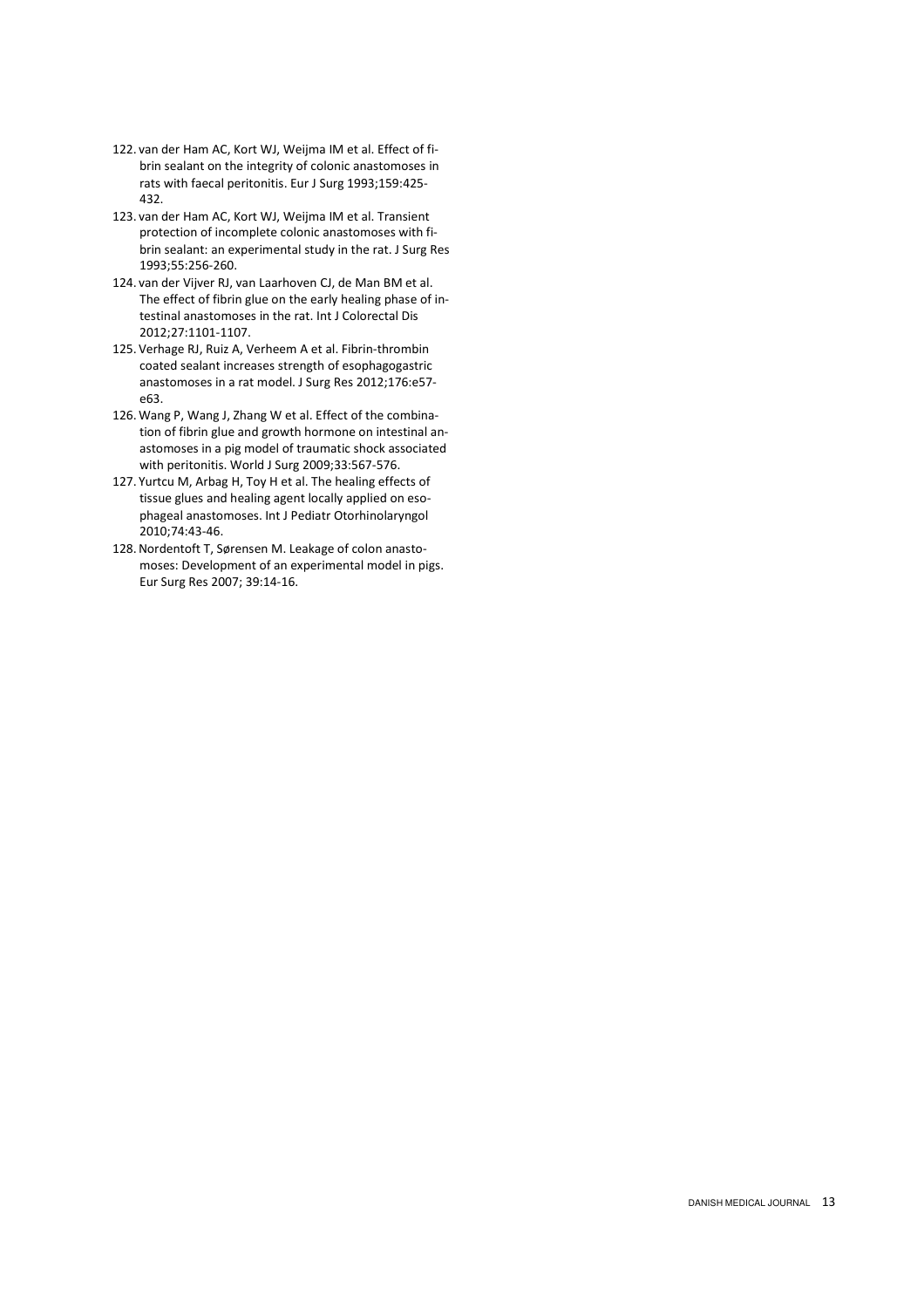122. van der Ham AC, Kort WJ, Weijma IM et al. Effect of fibrin sealant on the integrity of colonic anastomoses in rats with faecal peritonitis. Eur J Surg 1993;159:425-432.
123. van der Ham AC, Kort WJ, Weijma IM et al. Transient protection of incomplete colonic anastomoses with fibrin sealant: an experimental study in the rat. J Surg Res 1993;55:256-260.
124. van der Vijver RJ, van Laarhoven CJ, de Man BM et al. The effect of fibrin glue on the early healing phase of intestinal anastomoses in the rat. Int J Colorectal Dis 2012;27:1101-1107.
125. Verhage RJ, Ruiz A, Verheem A et al. Fibrin-thrombin coated sealant increases strength of esophagogastric anastomoses in a rat model. J Surg Res 2012;176:e57-e63.
126. Wang P, Wang J, Zhang W et al. Effect of the combination of fibrin glue and growth hormone on intestinal anastomoses in a pig model of traumatic shock associated with peritonitis. World J Surg 2009;33:567-576.
127. Yurtcu M, Arbag H, Toy H et al. The healing effects of tissue glues and healing agent locally applied on esophageal anastomoses. Int J Pediatr Otorhinolaryngol 2010;74:43-46.
128. Nordentoft T, Sørensen M. Leakage of colon anastomoses: Development of an experimental model in pigs. Eur Surg Res 2007; 39:14-16.